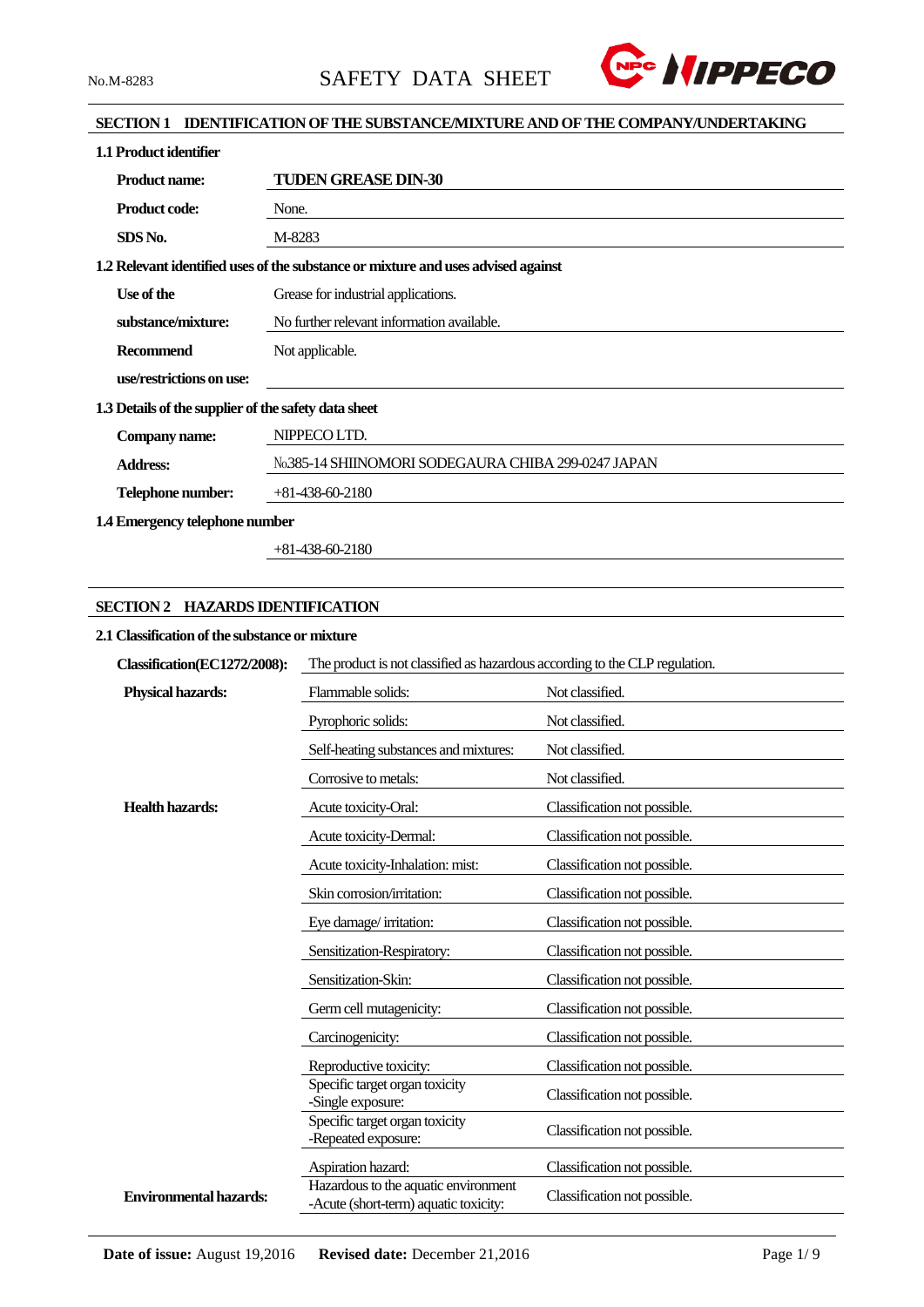No.M-8283

# SAFETY DATA SHEET

## SECTION 1 IDENTIFICATION OF THE SUBSTANCE/MIXTURE AND OF THE COMPANY/UNDERTAKING

### 1.1 Product identifier

| | |
|---|---|
| **Product name:** | **TUDEN GREASE DIN-30** |
| **Product code:** | None. |
| **SDS No.** | M-8283 |

### 1.2 Relevant identified uses of the substance or mixture and uses advised against

| | |
|---|---|
| **Use of the substance/mixture:** | Grease for industrial applications. No further relevant information available. |
| **Recommend use/restrictions on use:** | Not applicable. |

### 1.3 Details of the supplier of the safety data sheet

| | |
|---|---|
| **Company name:** | NIPPECO LTD. |
| **Address:** | №385-14 SHIINOMORI SODEGAURA CHIBA 299-0247 JAPAN |
| **Telephone number:** | +81-438-60-2180 |

### 1.4 Emergency telephone number

+81-438-60-2180

## SECTION 2 HAZARDS IDENTIFICATION

### 2.1 Classification of the substance or mixture

| | | |
|---|---|---|
| **Classification(EC1272/2008):** | The product is not classified as hazardous according to the CLP regulation. | |
| **Physical hazards:** | Flammable solids: | Not classified. |
| | Pyrophoric solids: | Not classified. |
| | Self-heating substances and mixtures: | Not classified. |
| | Corrosive to metals: | Not classified. |
| **Health hazards:** | Acute toxicity-Oral: | Classification not possible. |
| | Acute toxicity-Dermal: | Classification not possible. |
| | Acute toxicity-Inhalation: mist: | Classification not possible. |
| | Skin corrosion/irritation: | Classification not possible. |
| | Eye damage/ irritation: | Classification not possible. |
| | Sensitization-Respiratory: | Classification not possible. |
| | Sensitization-Skin: | Classification not possible. |
| | Germ cell mutagenicity: | Classification not possible. |
| | Carcinogenicity: | Classification not possible. |
| | Reproductive toxicity: | Classification not possible. |
| | Specific target organ toxicity -Single exposure: | Classification not possible. |
| | Specific target organ toxicity -Repeated exposure: | Classification not possible. |
| | Aspiration hazard: | Classification not possible. |
| **Environmental hazards:** | Hazardous to the aquatic environment -Acute (short-term) aquatic toxicity: | Classification not possible. |

**Date of issue:** August 19,2016 **Revised date:** December 21,2016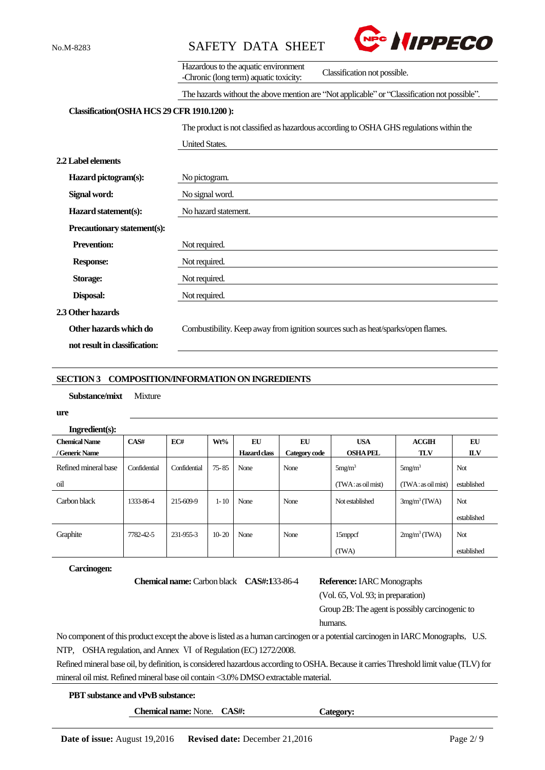| | |
|---|---|
| Hazardous to the aquatic environment -Chronic (long term) aquatic toxicity: | Classification not possible. |

The hazards without the above mention are "Not applicable" or "Classification not possible".

**Classification(OSHA HCS 29 CFR 1910.1200 ):**

The product is not classified as hazardous according to OSHA GHS regulations within the United States.

**2.2 Label elements**

**Hazard pictogram(s):** No pictogram.

**Signal word:** No signal word.

**Hazard statement(s):** No hazard statement.

**Precautionary statement(s):**

**Prevention:** Not required.

**Response:** Not required.

**Storage:** Not required.

**Disposal:** Not required.

**2.3 Other hazards**

**Other hazards which do not result in classification:** Combustibility. Keep away from ignition sources such as heat/sparks/open flames.

## SECTION 3 COMPOSITION/INFORMATION ON INGREDIENTS

**Substance/mixture** Mixture

**Ingredient(s):**

| Chemical Name / Generic Name | CAS# | EC# | Wt% | EU Hazard class | EU Category code | USA OSHA PEL | ACGIH TLV | EU ILV |
|---|---|---|---|---|---|---|---|---|
| Refined mineral base oil | Confidential | Confidential | 75- 85 | None | None | 5mg/m$^3$ (TWA : as oil mist) | 5mg/m$^3$ (TWA : as oil mist) | Not established |
| Carbon black | 1333-86-4 | 215-609-9 | 1- 10 | None | None | Not established | 3mg/m$^3$ (TWA) | Not established |
| Graphite | 7782-42-5 | 231-955-3 | 10- 20 | None | None | 15mppcf (TWA) | 2mg/m$^3$ (TWA) | Not established |

**Carcinogen:**

**Chemical name:** Carbon black **CAS#:**133-86-4

**Reference:** IARC Monographs (Vol. 65, Vol. 93; in preparation)
Group 2B: The agent is possibly carcinogenic to humans.

No component of this product except the above is listed as a human carcinogen or a potential carcinogen in IARC Monographs, U.S. NTP, OSHA regulation, and Annex Ⅵ of Regulation (EC) 1272/2008.

Refined mineral base oil, by definition, is considered hazardous according to OSHA. Because it carries Threshold limit value (TLV) for mineral oil mist. Refined mineral base oil contain <3.0% DMSO extractable material.

**PBT substance and vPvB substance:**

**Chemical name:** None. **CAS#:** **Category:**

**Date of issue:** August 19,2016 **Revised date:** December 21,2016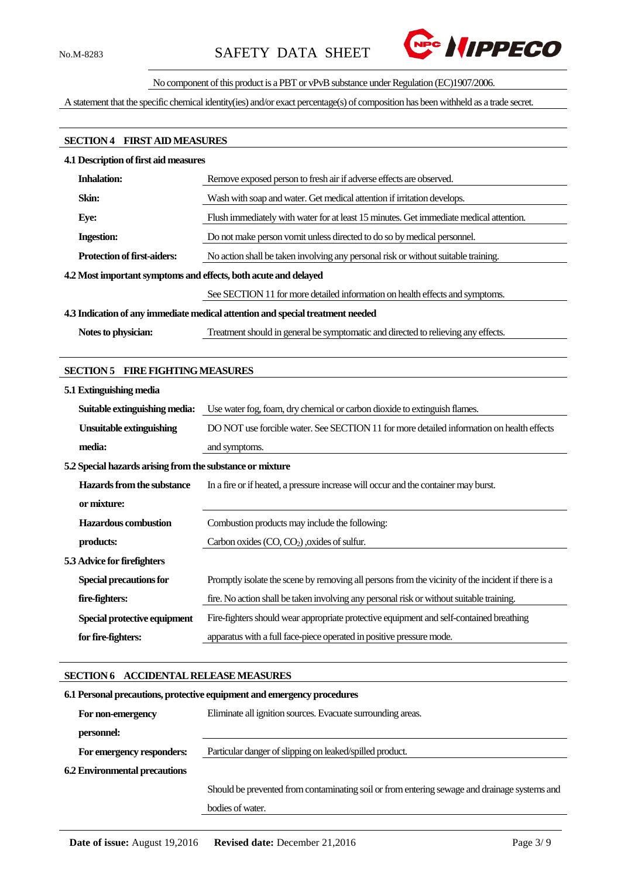No component of this product is a PBT or vPvB substance under Regulation (EC)1907/2006.

A statement that the specific chemical identity(ies) and/or exact percentage(s) of composition has been withheld as a trade secret.

## SECTION 4 FIRST AID MEASURES

### 4.1 Description of first aid measures

| | |
|---|---|
| **Inhalation:** | Remove exposed person to fresh air if adverse effects are observed. |
| **Skin:** | Wash with soap and water. Get medical attention if irritation develops. |
| **Eye:** | Flush immediately with water for at least 15 minutes. Get immediate medical attention. |
| **Ingestion:** | Do not make person vomit unless directed to do so by medical personnel. |
| **Protection of first-aiders:** | No action shall be taken involving any personal risk or without suitable training. |

### 4.2 Most important symptoms and effects, both acute and delayed

See SECTION 11 for more detailed information on health effects and symptoms.

### 4.3 Indication of any immediate medical attention and special treatment needed

| | |
|---|---|
| **Notes to physician:** | Treatment should in general be symptomatic and directed to relieving any effects. |

## SECTION 5 FIRE FIGHTING MEASURES

### 5.1 Extinguishing media

| | |
|---|---|
| **Suitable extinguishing media:** | Use water fog, foam, dry chemical or carbon dioxide to extinguish flames. |
| **Unsuitable extinguishing media:** | DO NOT use forcible water. See SECTION 11 for more detailed information on health effects and symptoms. |

### 5.2 Special hazards arising from the substance or mixture

| | |
|---|---|
| **Hazards from the substance or mixture:** | In a fire or if heated, a pressure increase will occur and the container may burst. |
| **Hazardous combustion products:** | Combustion products may include the following: Carbon oxides (CO, $CO_2$) ,oxides of sulfur. |

### 5.3 Advice for firefighters

| | |
|---|---|
| **Special precautions for fire-fighters:** | Promptly isolate the scene by removing all persons from the vicinity of the incident if there is a fire. No action shall be taken involving any personal risk or without suitable training. |
| **Special protective equipment for fire-fighters:** | Fire-fighters should wear appropriate protective equipment and self-contained breathing apparatus with a full face-piece operated in positive pressure mode. |

## SECTION 6 ACCIDENTAL RELEASE MEASURES

### 6.1 Personal precautions, protective equipment and emergency procedures

| | |
|---|---|
| **For non-emergency personnel:** | Eliminate all ignition sources. Evacuate surrounding areas. |
| **For emergency responders:** | Particular danger of slipping on leaked/spilled product. |

### 6.2 Environmental precautions

Should be prevented from contaminating soil or from entering sewage and drainage systems and bodies of water.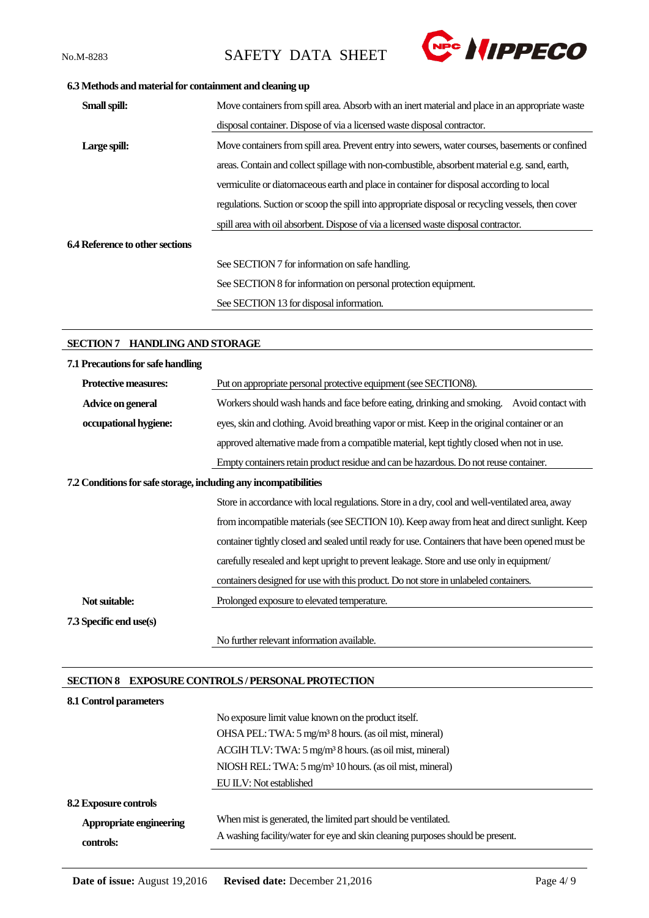#### 6.3 Methods and material for containment and cleaning up

| | |
|---|---|
| **Small spill:** | Move containers from spill area. Absorb with an inert material and place in an appropriate waste disposal container. Dispose of via a licensed waste disposal contractor. |
| **Large spill:** | Move containers from spill area. Prevent entry into sewers, water courses, basements or confined areas. Contain and collect spillage with non-combustible, absorbent material e.g. sand, earth, vermiculite or diatomaceous earth and place in container for disposal according to local regulations. Suction or scoop the spill into appropriate disposal or recycling vessels, then cover spill area with oil absorbent. Dispose of via a licensed waste disposal contractor. |

#### 6.4 Reference to other sections

See SECTION 7 for information on safe handling.
See SECTION 8 for information on personal protection equipment.
See SECTION 13 for disposal information.

## SECTION 7 HANDLING AND STORAGE

#### 7.1 Precautions for safe handling

| | |
|---|---|
| **Protective measures:** | Put on appropriate personal protective equipment (see SECTION8). |
| **Advice on general occupational hygiene:** | Workers should wash hands and face before eating, drinking and smoking. Avoid contact with eyes, skin and clothing. Avoid breathing vapor or mist. Keep in the original container or an approved alternative made from a compatible material, kept tightly closed when not in use. Empty containers retain product residue and can be hazardous. Do not reuse container. |

#### 7.2 Conditions for safe storage, including any incompatibilities

Store in accordance with local regulations. Store in a dry, cool and well-ventilated area, away from incompatible materials (see SECTION 10). Keep away from heat and direct sunlight. Keep container tightly closed and sealed until ready for use. Containers that have been opened must be carefully resealed and kept upright to prevent leakage. Store and use only in equipment/ containers designed for use with this product. Do not store in unlabeled containers.

| | |
|---|---|
| **Not suitable:** | Prolonged exposure to elevated temperature. |

#### 7.3 Specific end use(s)

No further relevant information available.

## SECTION 8 EXPOSURE CONTROLS / PERSONAL PROTECTION

#### 8.1 Control parameters

No exposure limit value known on the product itself.
OHSA PEL: TWA: 5 mg/m³ 8 hours. (as oil mist, mineral)
ACGIH TLV: TWA: 5 mg/m³ 8 hours. (as oil mist, mineral)
NIOSH REL: TWA: 5 mg/m³ 10 hours. (as oil mist, mineral)
EU ILV: Not established

#### 8.2 Exposure controls

| | |
|---|---|
| **Appropriate engineering controls:** | When mist is generated, the limited part should be ventilated. A washing facility/water for eye and skin cleaning purposes should be present. |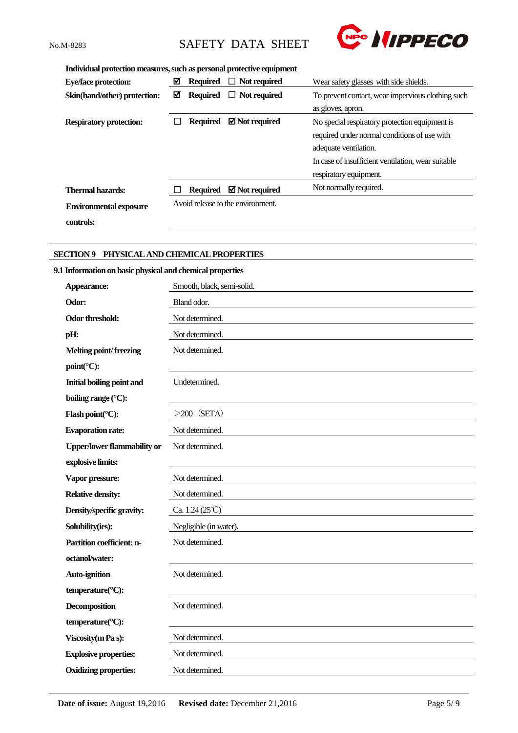**Individual protection measures, such as personal protective equipment**

| | | |
|---|---|---|
| **Eye/face protection:** | ☑ **Required** ☐ **Not required** | Wear safety glasses with side shields. |
| **Skin(hand/other) protection:** | ☑ **Required** ☐ **Not required** | To prevent contact, wear impervious clothing such as gloves, apron. |
| **Respiratory protection:** | ☐ **Required** ☑ **Not required** | No special respiratory protection equipment is required under normal conditions of use with adequate ventilation. In case of insufficient ventilation, wear suitable respiratory equipment. |
| **Thermal hazards:** | ☐ **Required** ☑ **Not required** | Not normally required. |
| **Environmental exposure controls:** | Avoid release to the environment. | |

## SECTION 9 PHYSICAL AND CHEMICAL PROPERTIES

### 9.1 Information on basic physical and chemical properties

| | |
|---|---|
| **Appearance:** | Smooth, black, semi-solid. |
| **Odor:** | Bland odor. |
| **Odor threshold:** | Not determined. |
| **pH:** | Not determined. |
| **Melting point/ freezing point(°C):** | Not determined. |
| **Initial boiling point and boiling range (°C):** | Undetermined. |
| **Flash point(°C):** | ＞200 (SETA) |
| **Evaporation rate:** | Not determined. |
| **Upper/lower flammability or explosive limits:** | Not determined. |
| **Vapor pressure:** | Not determined. |
| **Relative density:** | Not determined. |
| **Density/specific gravity:** | Ca. 1.24 (25℃) |
| **Solubility(ies):** | Negligible (in water). |
| **Partition coefficient: n-octanol/water:** | Not determined. |
| **Auto-ignition temperature(°C):** | Not determined. |
| **Decomposition temperature(°C):** | Not determined. |
| **Viscosity(m Pa s):** | Not determined. |
| **Explosive properties:** | Not determined. |
| **Oxidizing properties:** | Not determined. |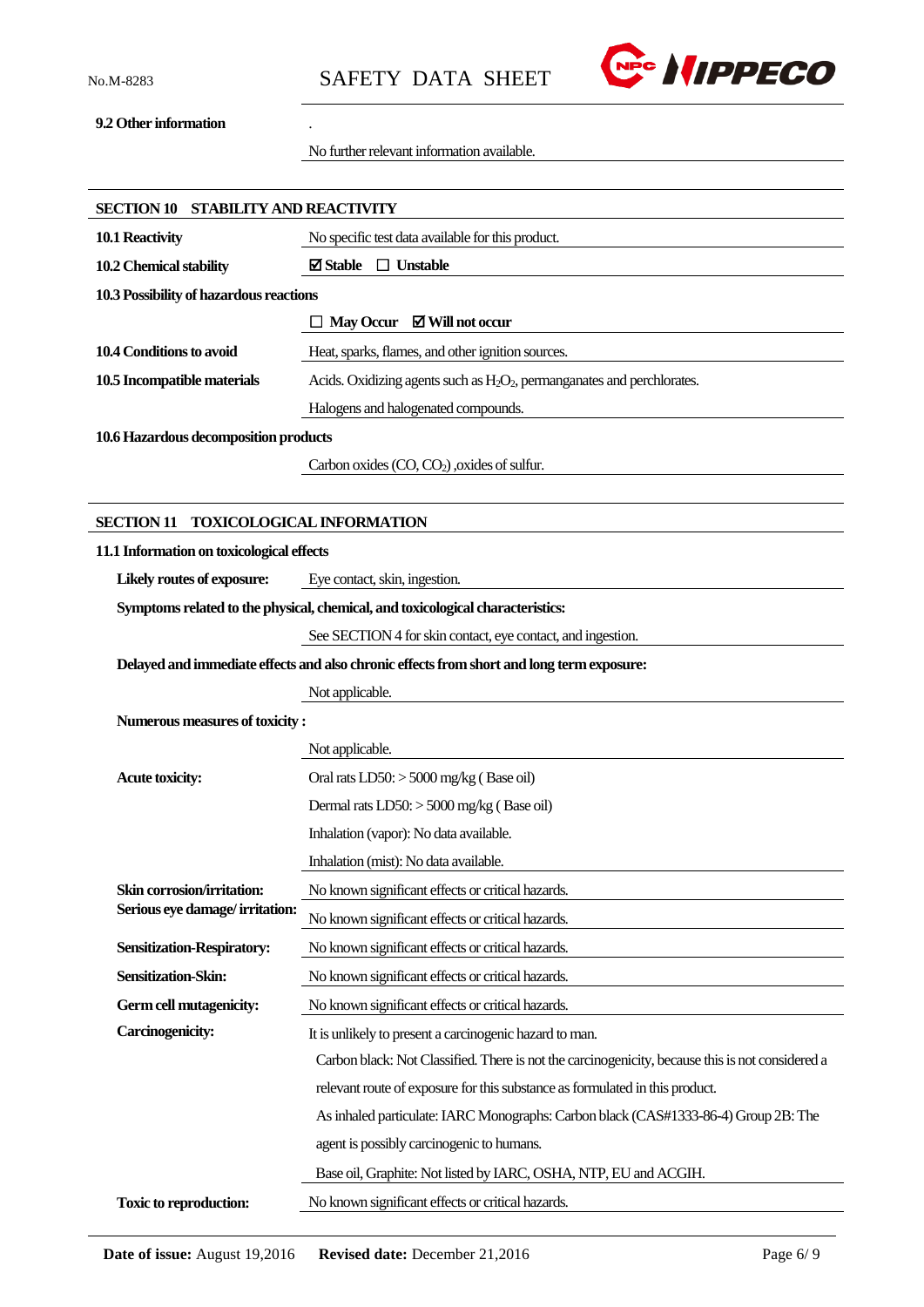**9.2 Other information**

.

No further relevant information available.

## SECTION 10 STABILITY AND REACTIVITY

| | |
|---|---|
| **10.1 Reactivity** | No specific test data available for this product. |
| **10.2 Chemical stability** | ☑ **Stable** ☐ **Unstable** |

**10.3 Possibility of hazardous reactions**

☐ **May Occur** ☑ **Will not occur**

| | |
|---|---|
| **10.4 Conditions to avoid** | Heat, sparks, flames, and other ignition sources. |
| **10.5 Incompatible materials** | Acids. Oxidizing agents such as $H_2O_2$, permanganates and perchlorates. |
| | Halogens and halogenated compounds. |

**10.6 Hazardous decomposition products**

Carbon oxides (CO, $CO_2$) ,oxides of sulfur.

## SECTION 11 TOXICOLOGICAL INFORMATION

**11.1 Information on toxicological effects**

**Likely routes of exposure:** Eye contact, skin, ingestion.

**Symptoms related to the physical, chemical, and toxicological characteristics:**

See SECTION 4 for skin contact, eye contact, and ingestion.

**Delayed and immediate effects and also chronic effects from short and long term exposure:**

Not applicable.

**Numerous measures of toxicity :**

Not applicable.

| | |
|---|---|
| **Acute toxicity:** | Oral rats LD50: > 5000 mg/kg ( Base oil) |
| | Dermal rats LD50: > 5000 mg/kg ( Base oil) |
| | Inhalation (vapor): No data available. |
| | Inhalation (mist): No data available. |
| **Skin corrosion/irritation:** | No known significant effects or critical hazards. |
| **Serious eye damage/ irritation:** | No known significant effects or critical hazards. |
| **Sensitization-Respiratory:** | No known significant effects or critical hazards. |
| **Sensitization-Skin:** | No known significant effects or critical hazards. |
| **Germ cell mutagenicity:** | No known significant effects or critical hazards. |
| **Carcinogenicity:** | It is unlikely to present a carcinogenic hazard to man. |
| | Carbon black: Not Classified. There is not the carcinogenicity, because this is not considered a relevant route of exposure for this substance as formulated in this product. |
| | As inhaled particulate: IARC Monographs: Carbon black (CAS#1333-86-4) Group 2B: The agent is possibly carcinogenic to humans. |
| | Base oil, Graphite: Not listed by IARC, OSHA, NTP, EU and ACGIH. |
| **Toxic to reproduction:** | No known significant effects or critical hazards. |

**Date of issue:** August 19,2016 **Revised date:** December 21,2016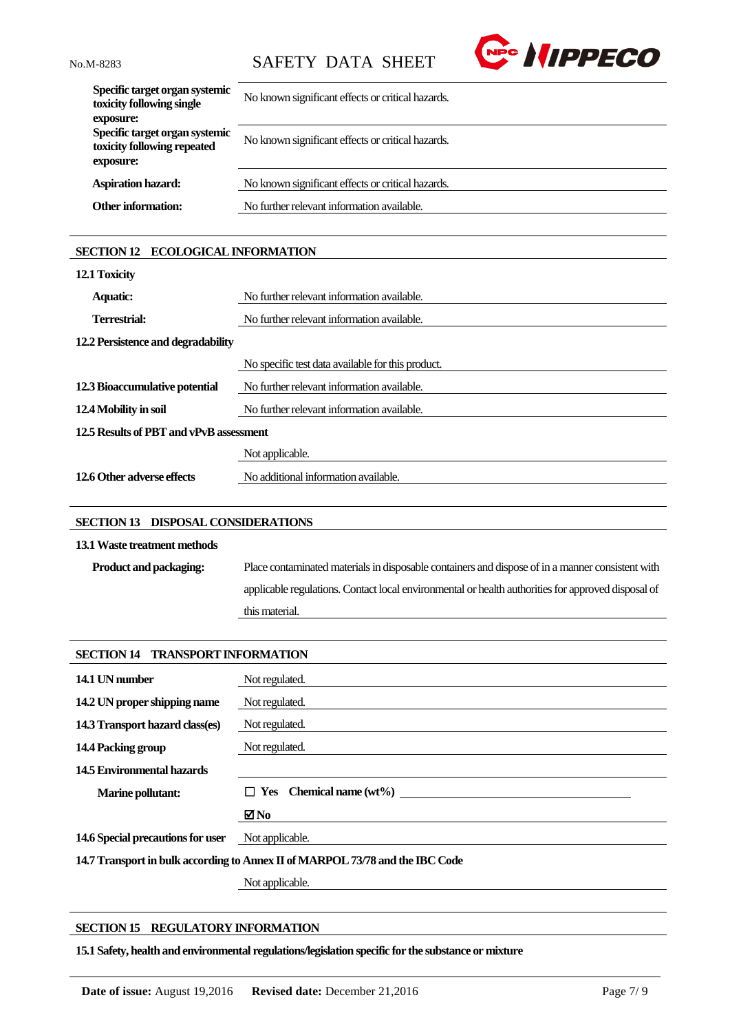| | |
|---|---|
| **Specific target organ systemic toxicity following single exposure:** | No known significant effects or critical hazards. |
| **Specific target organ systemic toxicity following repeated exposure:** | No known significant effects or critical hazards. |
| **Aspiration hazard:** | No known significant effects or critical hazards. |
| **Other information:** | No further relevant information available. |

## SECTION 12 ECOLOGICAL INFORMATION

**12.1 Toxicity**

| | |
|---|---|
| **Aquatic:** | No further relevant information available. |
| **Terrestrial:** | No further relevant information available. |

**12.2 Persistence and degradability**

| | |
|---|---|
| | No specific test data available for this product. |
| **12.3 Bioaccumulative potential** | No further relevant information available. |
| **12.4 Mobility in soil** | No further relevant information available. |

**12.5 Results of PBT and vPvB assessment**

| | |
|---|---|
| | Not applicable. |
| **12.6 Other adverse effects** | No additional information available. |

## SECTION 13 DISPOSAL CONSIDERATIONS

**13.1 Waste treatment methods**

| | |
|---|---|
| **Product and packaging:** | Place contaminated materials in disposable containers and dispose of in a manner consistent with applicable regulations. Contact local environmental or health authorities for approved disposal of this material. |

## SECTION 14 TRANSPORT INFORMATION

| | |
|---|---|
| **14.1 UN number** | Not regulated. |
| **14.2 UN proper shipping name** | Not regulated. |
| **14.3 Transport hazard class(es)** | Not regulated. |
| **14.4 Packing group** | Not regulated. |
| **14.5 Environmental hazards** | |
| **Marine pollutant:** | ☐ **Yes Chemical name (wt%)** ______ |
| | ☑ **No** |
| **14.6 Special precautions for user** | Not applicable. |

**14.7 Transport in bulk according to Annex II of MARPOL 73/78 and the IBC Code**

Not applicable.

## SECTION 15 REGULATORY INFORMATION

**15.1 Safety, health and environmental regulations/legislation specific for the substance or mixture**

**Date of issue:** August 19,2016 **Revised date:** December 21,2016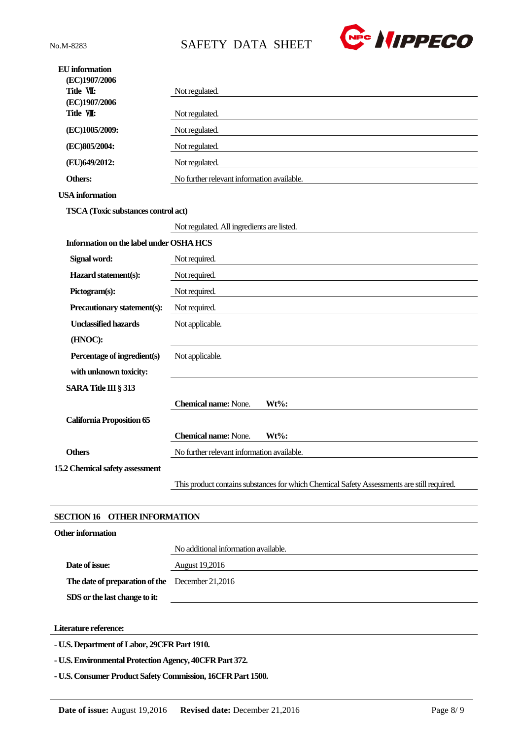**EU information**

| | |
|---|---|
| **(EC)1907/2006 Title Ⅶ:** | Not regulated. |
| **(EC)1907/2006 Title Ⅷ:** | Not regulated. |
| **(EC)1005/2009:** | Not regulated. |
| **(EC)805/2004:** | Not regulated. |
| **(EU)649/2012:** | Not regulated. |
| **Others:** | No further relevant information available. |

**USA information**

**TSCA (Toxic substances control act)**

Not regulated. All ingredients are listed.

**Information on the label under OSHA HCS**

| | |
|---|---|
| **Signal word:** | Not required. |
| **Hazard statement(s):** | Not required. |
| **Pictogram(s):** | Not required. |
| **Precautionary statement(s):** | Not required. |
| **Unclassified hazards (HNOC):** | Not applicable. |
| **Percentage of ingredient(s) with unknown toxicity:** | Not applicable. |

**SARA Title III § 313**

**Chemical name:** None. **Wt%:**

**California Proposition 65**

**Chemical name:** None. **Wt%:**

**Others**

No further relevant information available.

**15.2 Chemical safety assessment**

This product contains substances for which Chemical Safety Assessments are still required.

## SECTION 16 OTHER INFORMATION

**Other information**

No additional information available.

| | |
|---|---|
| **Date of issue:** | August 19,2016 |
| **The date of preparation of the SDS or the last change to it:** | December 21,2016 |

**Literature reference:**

- **U.S. Department of Labor, 29CFR Part 1910.**
- **U.S. Environmental Protection Agency, 40CFR Part 372.**
- **U.S. Consumer Product Safety Commission, 16CFR Part 1500.**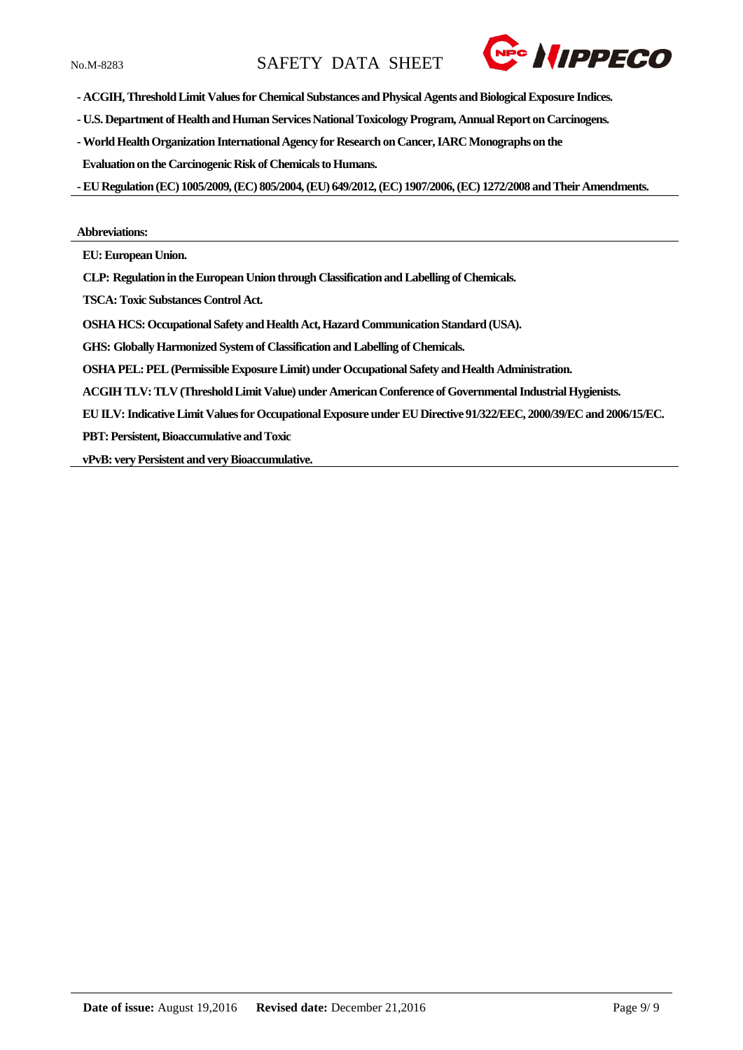- **ACGIH, Threshold Limit Values for Chemical Substances and Physical Agents and Biological Exposure Indices.**
- **U.S. Department of Health and Human Services National Toxicology Program, Annual Report on Carcinogens.**
- **World Health Organization International Agency for Research on Cancer, IARC Monographs on the Evaluation on the Carcinogenic Risk of Chemicals to Humans.**
- **EU Regulation (EC) 1005/2009, (EC) 805/2004, (EU) 649/2012, (EC) 1907/2006, (EC) 1272/2008 and Their Amendments.**

**Abbreviations:**

**EU: European Union.**

**CLP: Regulation in the European Union through Classification and Labelling of Chemicals.**

**TSCA: Toxic Substances Control Act.**

**OSHA HCS: Occupational Safety and Health Act, Hazard Communication Standard (USA).**

**GHS: Globally Harmonized System of Classification and Labelling of Chemicals.**

**OSHA PEL: PEL (Permissible Exposure Limit) under Occupational Safety and Health Administration.**

**ACGIH TLV: TLV (Threshold Limit Value) under American Conference of Governmental Industrial Hygienists.**

**EU ILV: Indicative Limit Values for Occupational Exposure under EU Directive 91/322/EEC, 2000/39/EC and 2006/15/EC.**

**PBT: Persistent, Bioaccumulative and Toxic**

**vPvB: very Persistent and very Bioaccumulative.**

**Date of issue:** August 19,2016 **Revised date:** December 21,2016